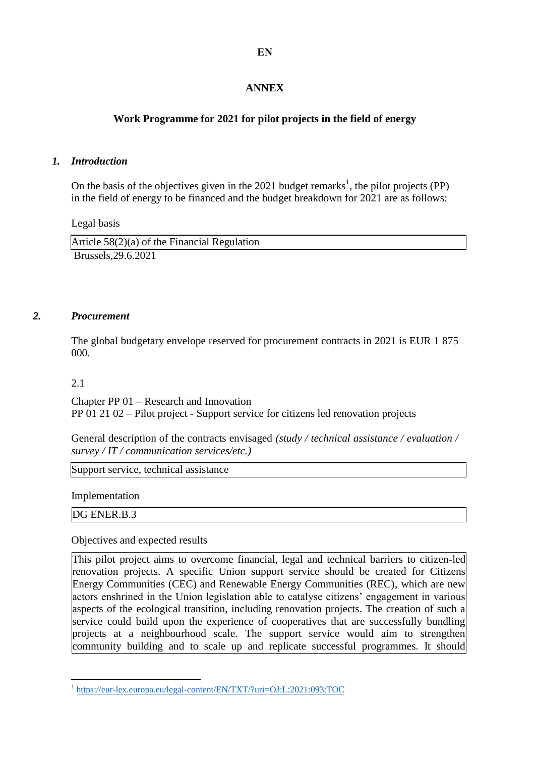EN

# ANNEX

## Work Programme for 2021 for pilot projects in the field of energy

### 1. *Introduction*

On the basis of the objectives given in the 2021 budget remarks[1], the pilot projects (PP) in the field of energy to be financed and the budget breakdown for 2021 are as follows:

Legal basis

| Article 58(2)(a) of the Financial Regulation |
|---|

Brussels,29.6.2021

### 2. *Procurement*

The global budgetary envelope reserved for procurement contracts in 2021 is EUR 1 875 000.

2.1

Chapter PP 01 – Research and Innovation
PP 01 21 02 – Pilot project - Support service for citizens led renovation projects

General description of the contracts envisaged *(study / technical assistance / evaluation / survey / IT / communication services/etc.)*

| Support service, technical assistance |
|---|

Implementation

| DG ENER.B.3 |
|---|

Objectives and expected results

| This pilot project aims to overcome financial, legal and technical barriers to citizen-led renovation projects. A specific Union support service should be created for Citizens Energy Communities (CEC) and Renewable Energy Communities (REC), which are new actors enshrined in the Union legislation able to catalyse citizens' engagement in various aspects of the ecological transition, including renovation projects. The creation of such a service could build upon the experience of cooperatives that are successfully bundling projects at a neighbourhood scale. The support service would aim to strengthen community building and to scale up and replicate successful programmes. It should |
|---|

[1] https://eur-lex.europa.eu/legal-content/EN/TXT/?uri=OJ:L:2021:093:TOC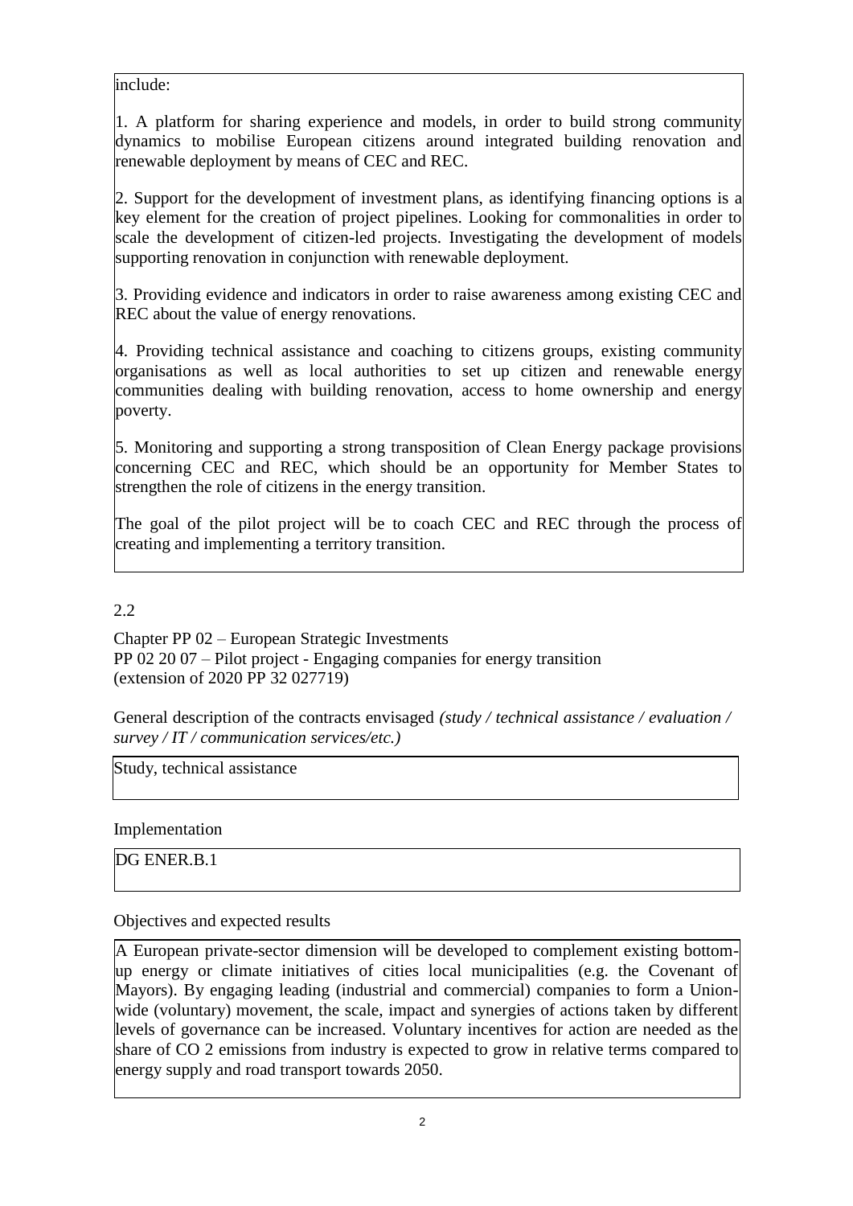include:

1. A platform for sharing experience and models, in order to build strong community dynamics to mobilise European citizens around integrated building renovation and renewable deployment by means of CEC and REC.

2. Support for the development of investment plans, as identifying financing options is a key element for the creation of project pipelines. Looking for commonalities in order to scale the development of citizen-led projects. Investigating the development of models supporting renovation in conjunction with renewable deployment.

3. Providing evidence and indicators in order to raise awareness among existing CEC and REC about the value of energy renovations.

4. Providing technical assistance and coaching to citizens groups, existing community organisations as well as local authorities to set up citizen and renewable energy communities dealing with building renovation, access to home ownership and energy poverty.

5. Monitoring and supporting a strong transposition of Clean Energy package provisions concerning CEC and REC, which should be an opportunity for Member States to strengthen the role of citizens in the energy transition.

The goal of the pilot project will be to coach CEC and REC through the process of creating and implementing a territory transition.

2.2

Chapter PP 02 – European Strategic Investments
PP 02 20 07 – Pilot project - Engaging companies for energy transition
(extension of 2020 PP 32 027719)

General description of the contracts envisaged *(study / technical assistance / evaluation / survey / IT / communication services/etc.)*

Study, technical assistance

Implementation

DG ENER.B.1

Objectives and expected results

A European private-sector dimension will be developed to complement existing bottom-up energy or climate initiatives of cities local municipalities (e.g. the Covenant of Mayors). By engaging leading (industrial and commercial) companies to form a Union-wide (voluntary) movement, the scale, impact and synergies of actions taken by different levels of governance can be increased. Voluntary incentives for action are needed as the share of $CO_2$ emissions from industry is expected to grow in relative terms compared to energy supply and road transport towards 2050.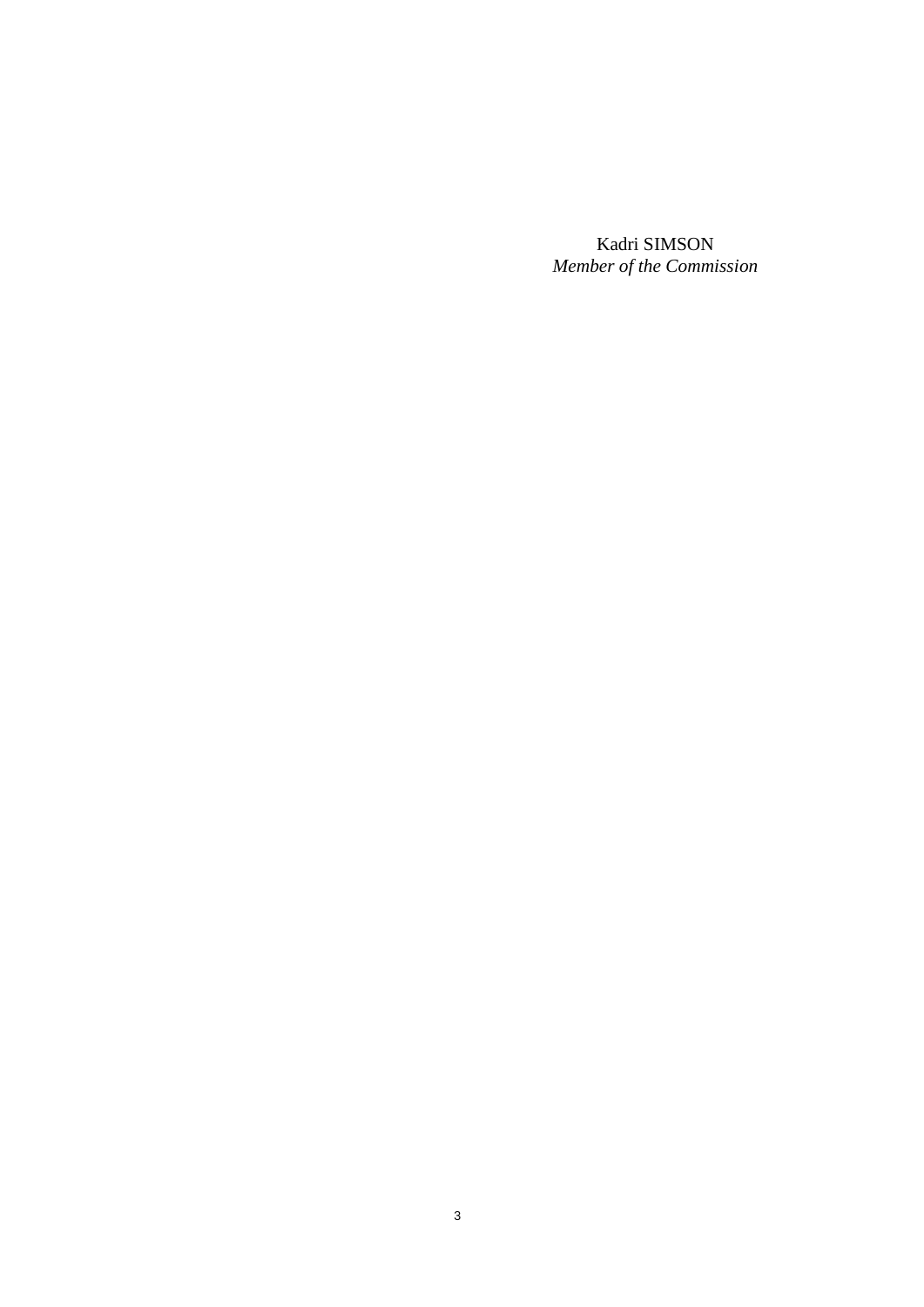Kadri SIMSON
*Member of the Commission*